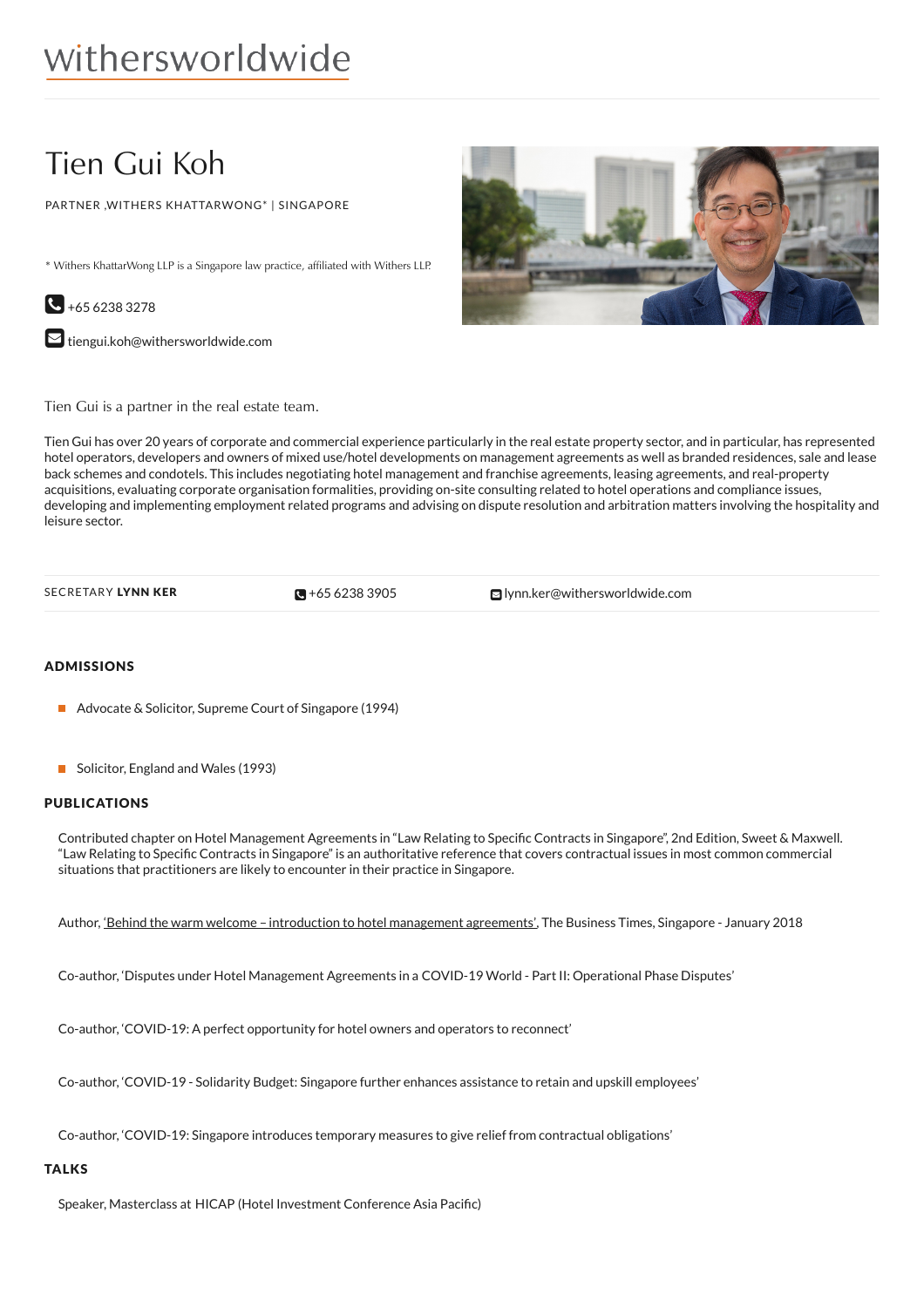withersworldwide

# Tien Gui Koh

PARTNER ,WITHERS KHATTARWONG* | SINGAPORE

* Withers KhattarWong LLP is a Singapore law practice, affiliated with Withers LLP.

+65 6238 3278

tiengui.koh@withersworldwide.com

Tien Gui is a partner in the real estate team.

Tien Gui has over 20 years of corporate and commercial experience particularly in the real estate property sector, and in particular, has represented hotel operators, developers and owners of mixed use/hotel developments on management agreements as well as branded residences, sale and lease back schemes and condotels. This includes negotiating hotel management and franchise agreements, leasing agreements, and real-property acquisitions, evaluating corporate organisation formalities, providing on-site consulting related to hotel operations and compliance issues, developing and implementing employment related programs and advising on dispute resolution and arbitration matters involving the hospitality and leisure sector.

SECRETARY **LYNN KER** +65 6238 3905 lynn.ker@withersworldwide.com

## ADMISSIONS

- Advocate & Solicitor, Supreme Court of Singapore (1994)
- Solicitor, England and Wales (1993)

## PUBLICATIONS

Contributed chapter on Hotel Management Agreements in "Law Relating to Specific Contracts in Singapore", 2nd Edition, Sweet & Maxwell. "Law Relating to Specific Contracts in Singapore" is an authoritative reference that covers contractual issues in most common commercial situations that practitioners are likely to encounter in their practice in Singapore.

Author, 'Behind the warm welcome – introduction to hotel management agreements', The Business Times, Singapore - January 2018

Co-author, 'Disputes under Hotel Management Agreements in a COVID-19 World - Part II: Operational Phase Disputes'

Co-author, 'COVID-19: A perfect opportunity for hotel owners and operators to reconnect'

Co-author, 'COVID-19 - Solidarity Budget: Singapore further enhances assistance to retain and upskill employees'

Co-author, 'COVID-19: Singapore introduces temporary measures to give relief from contractual obligations'

## TALKS

Speaker, Masterclass at HICAP (Hotel Investment Conference Asia Pacific)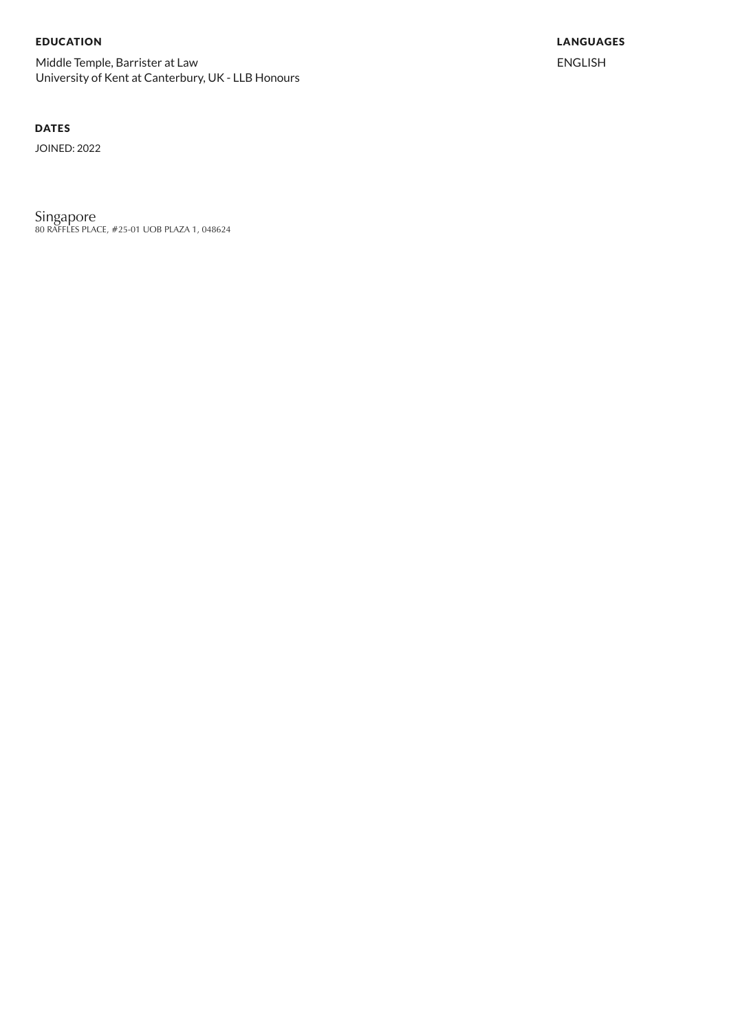## EDUCATION

Middle Temple, Barrister at Law
University of Kent at Canterbury, UK - LLB Honours

## LANGUAGES

ENGLISH

## DATES

JOINED: 2022

Singapore
80 RAFFLES PLACE, #25-01 UOB PLAZA 1, 048624